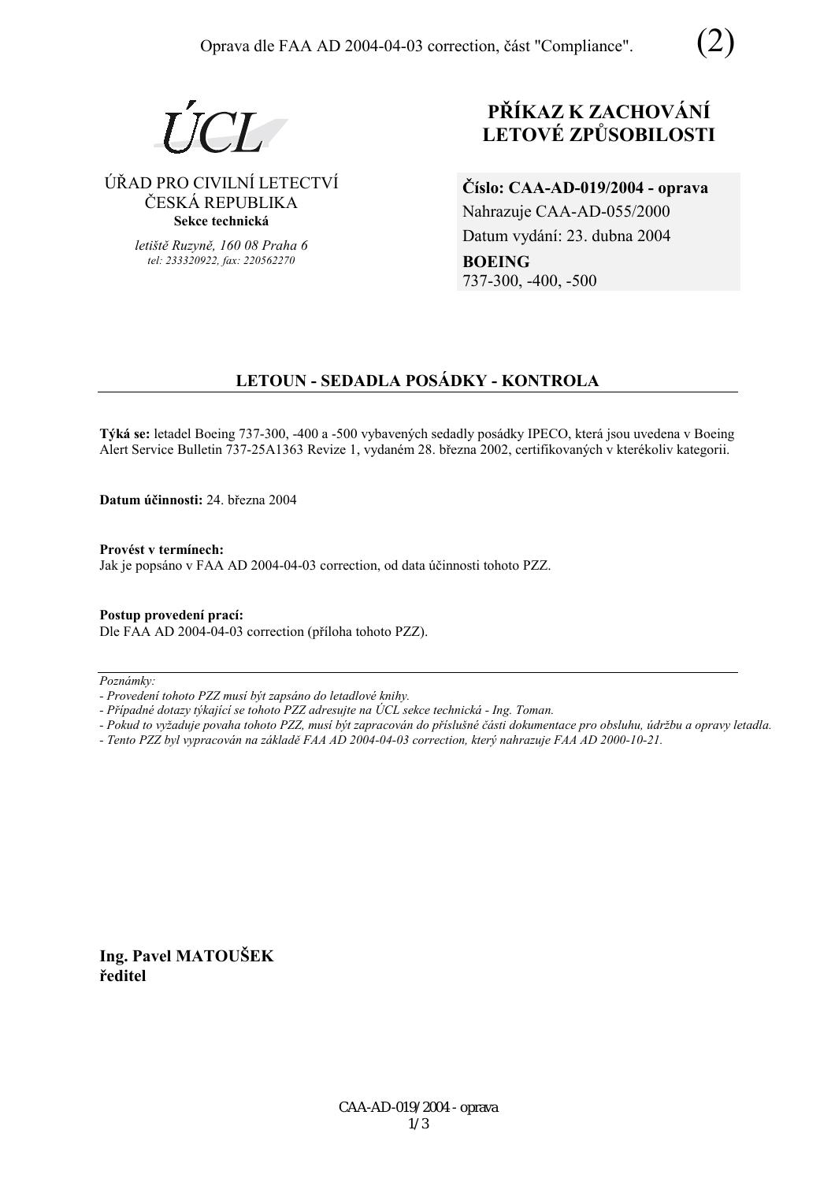Oprava dle FAA AD 2004-04-03 correction, část "Compliance". (2)

ÚCL

ÚŘAD PRO CIVILNÍ LETECTVÍ
ČESKÁ REPUBLIKA
**Sekce technická**

*letiště Ruzyně, 160 08 Praha 6*
*tel: 233320922, fax: 220562270*

# PŘÍKAZ K ZACHOVÁNÍ LETOVÉ ZPŮSOBILOSTI

**Číslo: CAA-AD-019/2004 - oprava**
Nahrazuje CAA-AD-055/2000
Datum vydání: 23. dubna 2004
**BOEING**
737-300, -400, -500

## LETOUN - SEDADLA POSÁDKY - KONTROLA

**Týká se:** letadel Boeing 737-300, -400 a -500 vybavených sedadly posádky IPECO, která jsou uvedena v Boeing Alert Service Bulletin 737-25A1363 Revize 1, vydaném 28. března 2002, certifikovaných v kterékoliv kategorii.

**Datum účinnosti:** 24. března 2004

**Provést v termínech:**
Jak je popsáno v FAA AD 2004-04-03 correction, od data účinnosti tohoto PZZ.

**Postup provedení prací:**
Dle FAA AD 2004-04-03 correction (příloha tohoto PZZ).

---

*Poznámky:*
*- Provedení tohoto PZZ musí být zapsáno do letadlové knihy.*
*- Případné dotazy týkající se tohoto PZZ adresujte na ÚCL sekce technická - Ing. Toman.*
*- Pokud to vyžaduje povaha tohoto PZZ, musí být zapracován do příslušné části dokumentace pro obsluhu, údržbu a opravy letadla.*
*- Tento PZZ byl vypracován na základě FAA AD 2004-04-03 correction, který nahrazuje FAA AD 2000-10-21.*

**Ing. Pavel MATOUŠEK**
**ředitel**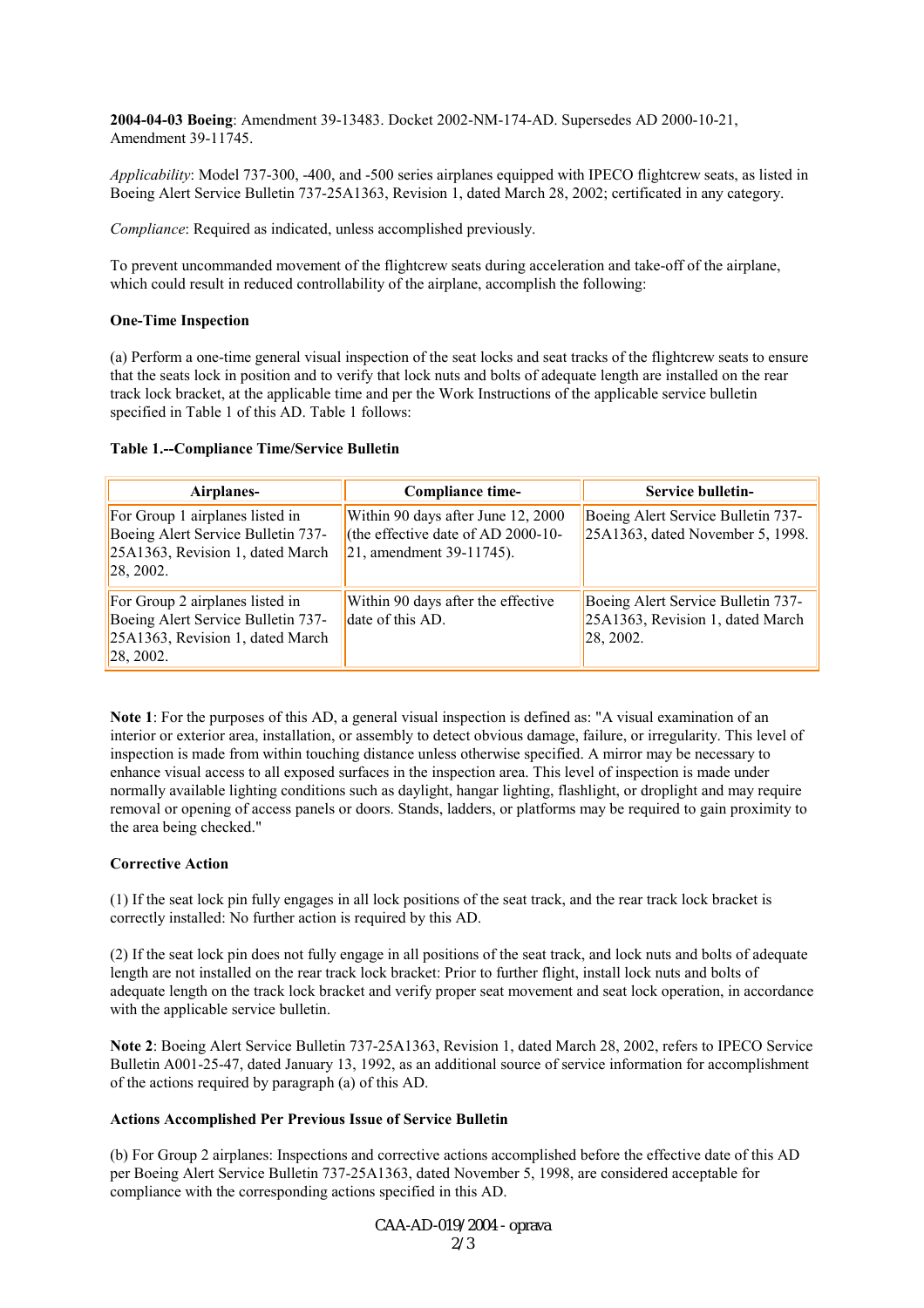**2004-04-03 Boeing**: Amendment 39-13483. Docket 2002-NM-174-AD. Supersedes AD 2000-10-21, Amendment 39-11745.

*Applicability*: Model 737-300, -400, and -500 series airplanes equipped with IPECO flightcrew seats, as listed in Boeing Alert Service Bulletin 737-25A1363, Revision 1, dated March 28, 2002; certificated in any category.

*Compliance*: Required as indicated, unless accomplished previously.

To prevent uncommanded movement of the flightcrew seats during acceleration and take-off of the airplane, which could result in reduced controllability of the airplane, accomplish the following:

**One-Time Inspection**

(a) Perform a one-time general visual inspection of the seat locks and seat tracks of the flightcrew seats to ensure that the seats lock in position and to verify that lock nuts and bolts of adequate length are installed on the rear track lock bracket, at the applicable time and per the Work Instructions of the applicable service bulletin specified in Table 1 of this AD. Table 1 follows:

**Table 1.--Compliance Time/Service Bulletin**

| Airplanes- | Compliance time- | Service bulletin- |
|---|---|---|
| For Group 1 airplanes listed in Boeing Alert Service Bulletin 737-25A1363, Revision 1, dated March 28, 2002. | Within 90 days after June 12, 2000 (the effective date of AD 2000-10-21, amendment 39-11745). | Boeing Alert Service Bulletin 737-25A1363, dated November 5, 1998. |
| For Group 2 airplanes listed in Boeing Alert Service Bulletin 737-25A1363, Revision 1, dated March 28, 2002. | Within 90 days after the effective date of this AD. | Boeing Alert Service Bulletin 737-25A1363, Revision 1, dated March 28, 2002. |

**Note 1**: For the purposes of this AD, a general visual inspection is defined as: "A visual examination of an interior or exterior area, installation, or assembly to detect obvious damage, failure, or irregularity. This level of inspection is made from within touching distance unless otherwise specified. A mirror may be necessary to enhance visual access to all exposed surfaces in the inspection area. This level of inspection is made under normally available lighting conditions such as daylight, hangar lighting, flashlight, or droplight and may require removal or opening of access panels or doors. Stands, ladders, or platforms may be required to gain proximity to the area being checked."

**Corrective Action**

(1) If the seat lock pin fully engages in all lock positions of the seat track, and the rear track lock bracket is correctly installed: No further action is required by this AD.

(2) If the seat lock pin does not fully engage in all positions of the seat track, and lock nuts and bolts of adequate length are not installed on the rear track lock bracket: Prior to further flight, install lock nuts and bolts of adequate length on the track lock bracket and verify proper seat movement and seat lock operation, in accordance with the applicable service bulletin.

**Note 2**: Boeing Alert Service Bulletin 737-25A1363, Revision 1, dated March 28, 2002, refers to IPECO Service Bulletin A001-25-47, dated January 13, 1992, as an additional source of service information for accomplishment of the actions required by paragraph (a) of this AD.

**Actions Accomplished Per Previous Issue of Service Bulletin**

(b) For Group 2 airplanes: Inspections and corrective actions accomplished before the effective date of this AD per Boeing Alert Service Bulletin 737-25A1363, dated November 5, 1998, are considered acceptable for compliance with the corresponding actions specified in this AD.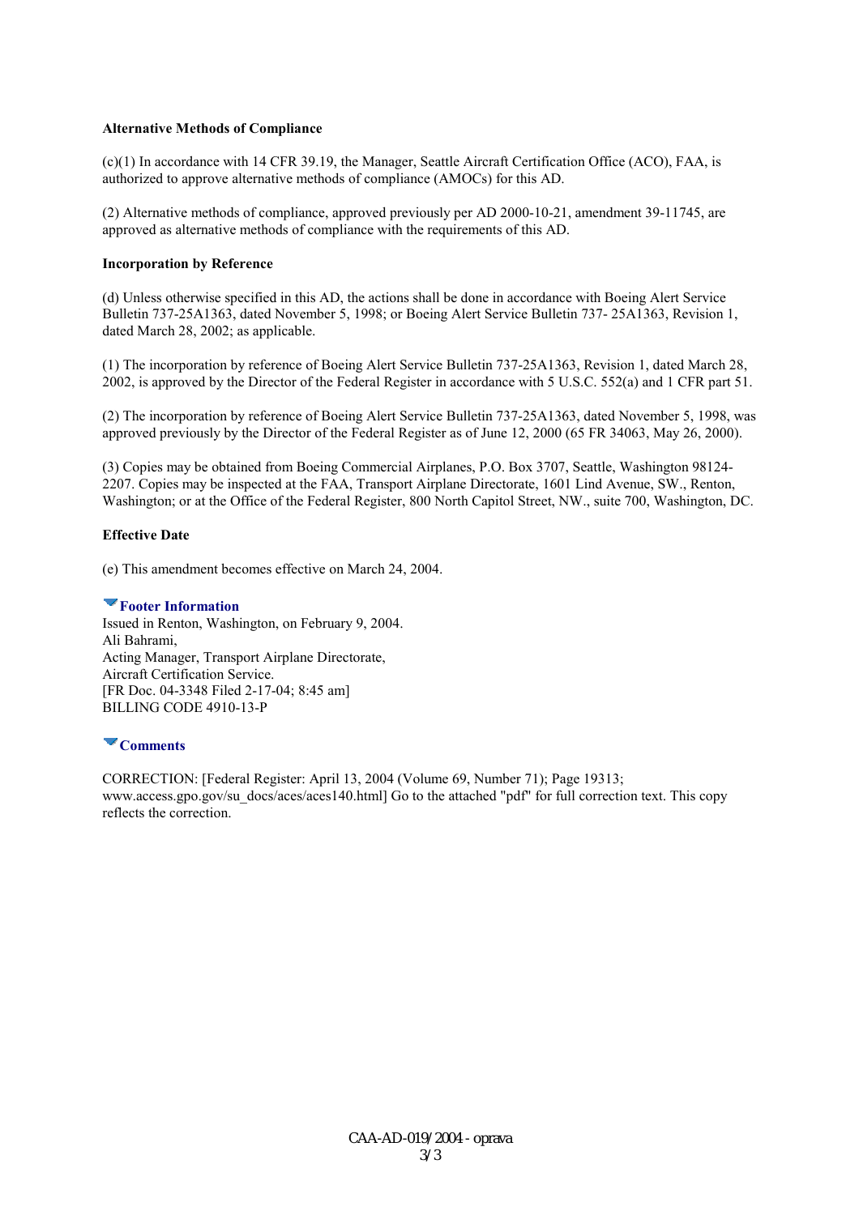**Alternative Methods of Compliance**

(c)(1) In accordance with 14 CFR 39.19, the Manager, Seattle Aircraft Certification Office (ACO), FAA, is authorized to approve alternative methods of compliance (AMOCs) for this AD.

(2) Alternative methods of compliance, approved previously per AD 2000-10-21, amendment 39-11745, are approved as alternative methods of compliance with the requirements of this AD.

**Incorporation by Reference**

(d) Unless otherwise specified in this AD, the actions shall be done in accordance with Boeing Alert Service Bulletin 737-25A1363, dated November 5, 1998; or Boeing Alert Service Bulletin 737- 25A1363, Revision 1, dated March 28, 2002; as applicable.

(1) The incorporation by reference of Boeing Alert Service Bulletin 737-25A1363, Revision 1, dated March 28, 2002, is approved by the Director of the Federal Register in accordance with 5 U.S.C. 552(a) and 1 CFR part 51.

(2) The incorporation by reference of Boeing Alert Service Bulletin 737-25A1363, dated November 5, 1998, was approved previously by the Director of the Federal Register as of June 12, 2000 (65 FR 34063, May 26, 2000).

(3) Copies may be obtained from Boeing Commercial Airplanes, P.O. Box 3707, Seattle, Washington 98124-2207. Copies may be inspected at the FAA, Transport Airplane Directorate, 1601 Lind Avenue, SW., Renton, Washington; or at the Office of the Federal Register, 800 North Capitol Street, NW., suite 700, Washington, DC.

**Effective Date**

(e) This amendment becomes effective on March 24, 2004.

**Footer Information**

Issued in Renton, Washington, on February 9, 2004.
Ali Bahrami,
Acting Manager, Transport Airplane Directorate,
Aircraft Certification Service.
[FR Doc. 04-3348 Filed 2-17-04; 8:45 am]
BILLING CODE 4910-13-P

**Comments**

CORRECTION: [Federal Register: April 13, 2004 (Volume 69, Number 71); Page 19313; www.access.gpo.gov/su_docs/aces/aces140.html] Go to the attached "pdf" for full correction text. This copy reflects the correction.

CAA-AD-019/2004 - oprava